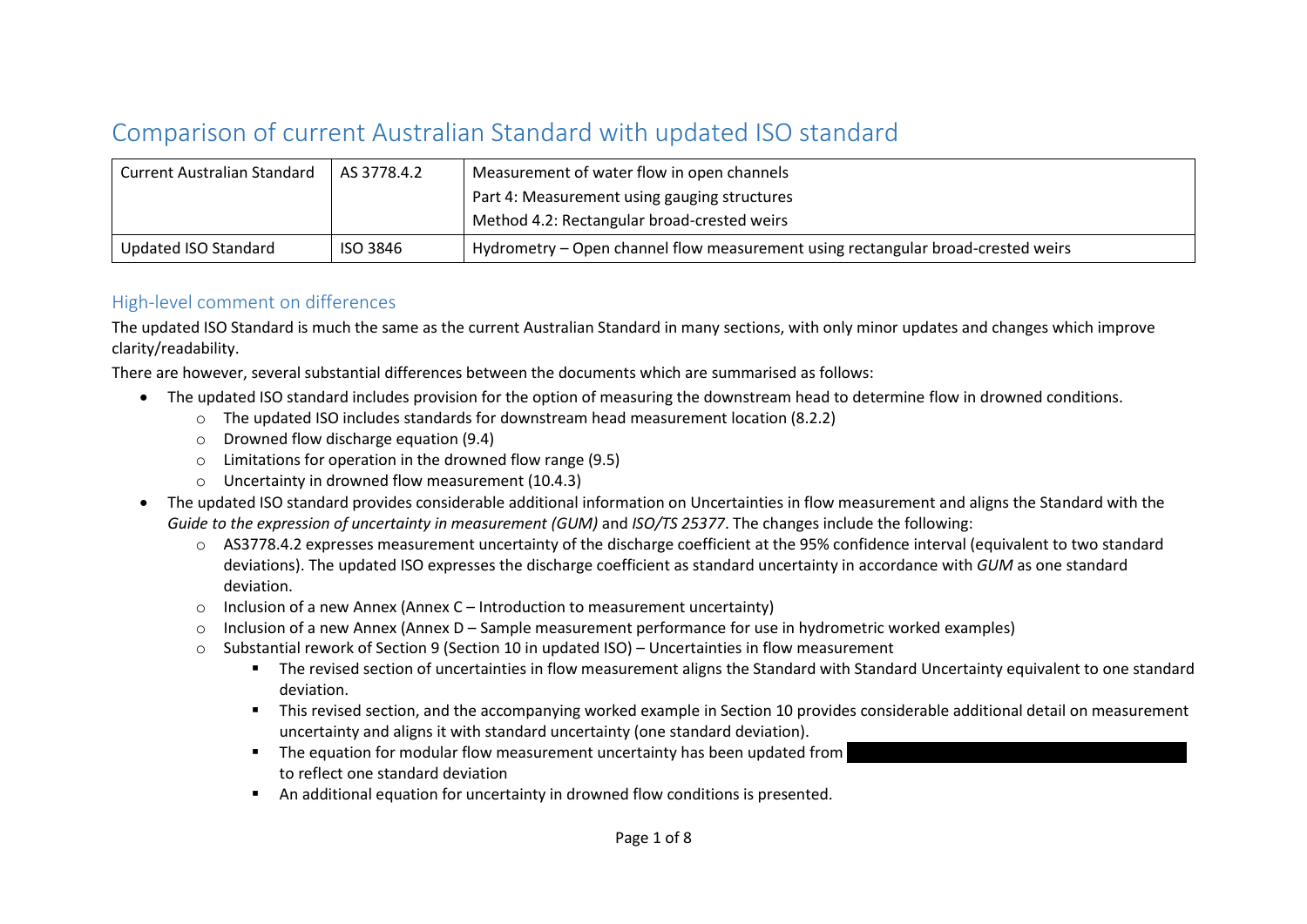# Comparison of current Australian Standard with updated ISO standard

| Current Australian Standard | AS 3778.4.2 | Measurement of water flow in open channels<br>Part 4: Measurement using gauging structures<br>Method 4.2: Rectangular broad-crested weirs |
|---|---|---|
| Updated ISO Standard | ISO 3846 | Hydrometry – Open channel flow measurement using rectangular broad-crested weirs |

## High-level comment on differences

The updated ISO Standard is much the same as the current Australian Standard in many sections, with only minor updates and changes which improve clarity/readability.

There are however, several substantial differences between the documents which are summarised as follows:

- The updated ISO standard includes provision for the option of measuring the downstream head to determine flow in drowned conditions.
  - The updated ISO includes standards for downstream head measurement location (8.2.2)
  - Drowned flow discharge equation (9.4)
  - Limitations for operation in the drowned flow range (9.5)
  - Uncertainty in drowned flow measurement (10.4.3)
- The updated ISO standard provides considerable additional information on Uncertainties in flow measurement and aligns the Standard with the *Guide to the expression of uncertainty in measurement (GUM)* and *ISO/TS 25377*. The changes include the following:
  - AS3778.4.2 expresses measurement uncertainty of the discharge coefficient at the 95% confidence interval (equivalent to two standard deviations). The updated ISO expresses the discharge coefficient as standard uncertainty in accordance with *GUM* as one standard deviation.
  - Inclusion of a new Annex (Annex C – Introduction to measurement uncertainty)
  - Inclusion of a new Annex (Annex D – Sample measurement performance for use in hydrometric worked examples)
  - Substantial rework of Section 9 (Section 10 in updated ISO) – Uncertainties in flow measurement
    - The revised section of uncertainties in flow measurement aligns the Standard with Standard Uncertainty equivalent to one standard deviation.
    - This revised section, and the accompanying worked example in Section 10 provides considerable additional detail on measurement uncertainty and aligns it with standard uncertainty (one standard deviation).
    - The equation for modular flow measurement uncertainty has been updated from [redacted] to reflect one standard deviation
    - An additional equation for uncertainty in drowned flow conditions is presented.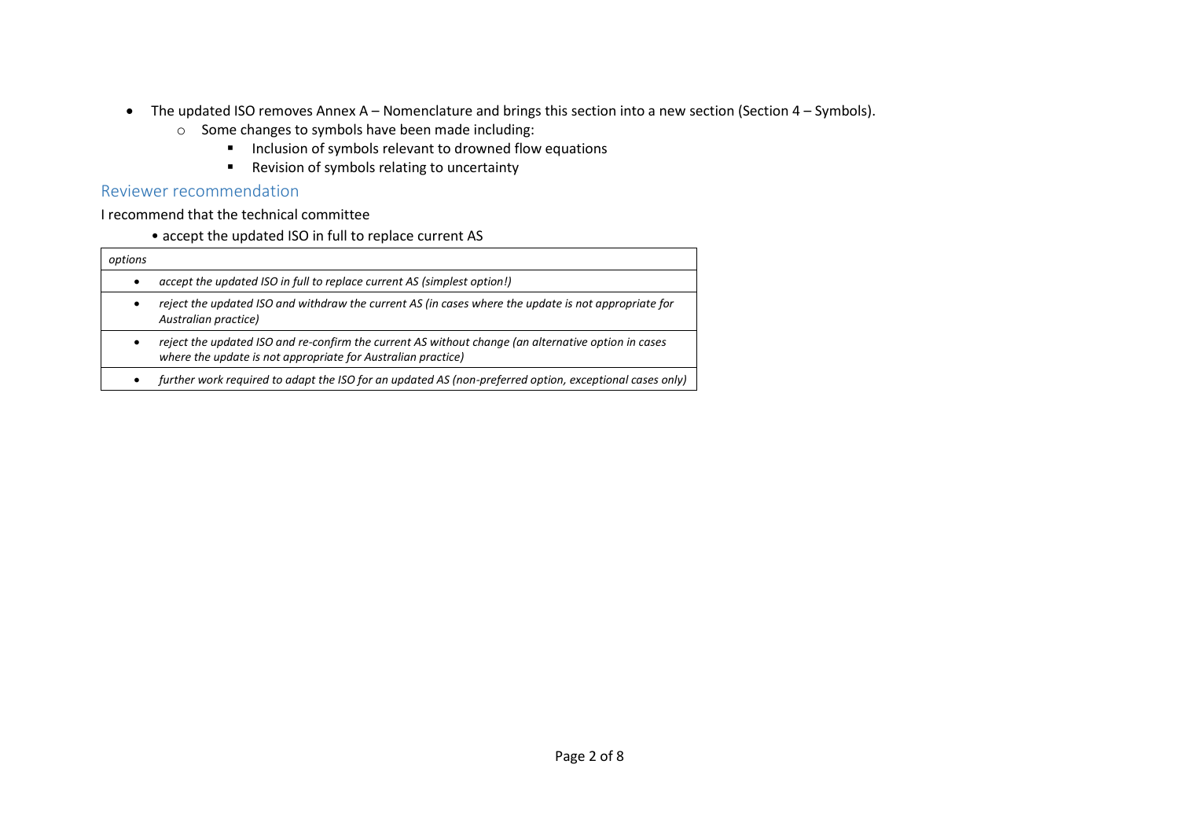- The updated ISO removes Annex A – Nomenclature and brings this section into a new section (Section 4 – Symbols).
  - Some changes to symbols have been made including:
    - Inclusion of symbols relevant to drowned flow equations
    - Revision of symbols relating to uncertainty

## Reviewer recommendation

I recommend that the technical committee

- accept the updated ISO in full to replace current AS

| *options* |
| --- |
| • *accept the updated ISO in full to replace current AS (simplest option!)* |
| • *reject the updated ISO and withdraw the current AS (in cases where the update is not appropriate for Australian practice)* |
| • *reject the updated ISO and re-confirm the current AS without change (an alternative option in cases where the update is not appropriate for Australian practice)* |
| • *further work required to adapt the ISO for an updated AS (non-preferred option, exceptional cases only)* |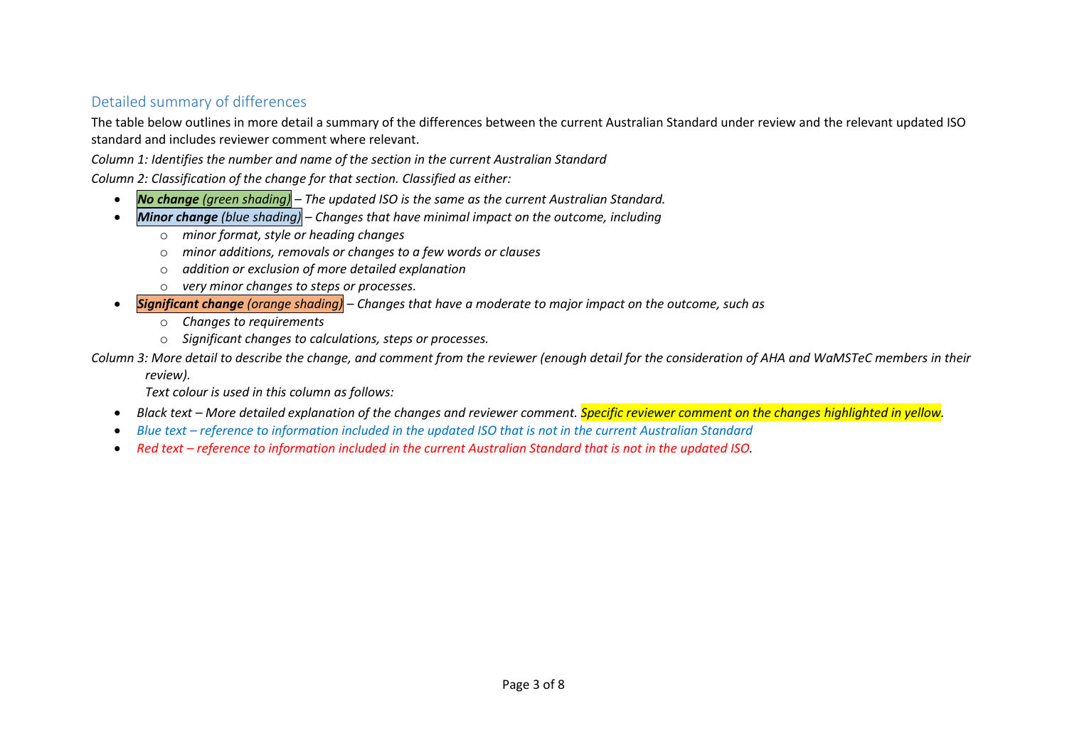## Detailed summary of differences

The table below outlines in more detail a summary of the differences between the current Australian Standard under review and the relevant updated ISO standard and includes reviewer comment where relevant.

*Column 1: Identifies the number and name of the section in the current Australian Standard*

*Column 2: Classification of the change for that section. Classified as either:*

- ***No change** (green shading)* – *The updated ISO is the same as the current Australian Standard.*
- ***Minor change** (blue shading)* – *Changes that have minimal impact on the outcome, including*
  - *minor format, style or heading changes*
  - *minor additions, removals or changes to a few words or clauses*
  - *addition or exclusion of more detailed explanation*
  - *very minor changes to steps or processes.*
- ***Significant change** (orange shading)* – *Changes that have a moderate to major impact on the outcome, such as*
  - *Changes to requirements*
  - *Significant changes to calculations, steps or processes.*

*Column 3: More detail to describe the change, and comment from the reviewer (enough detail for the consideration of AHA and WaMSTeC members in their review).*

*Text colour is used in this column as follows:*

- *Black text – More detailed explanation of the changes and reviewer comment. Specific reviewer comment on the changes highlighted in yellow.*
- *Blue text – reference to information included in the updated ISO that is not in the current Australian Standard*
- *Red text – reference to information included in the current Australian Standard that is not in the updated ISO.*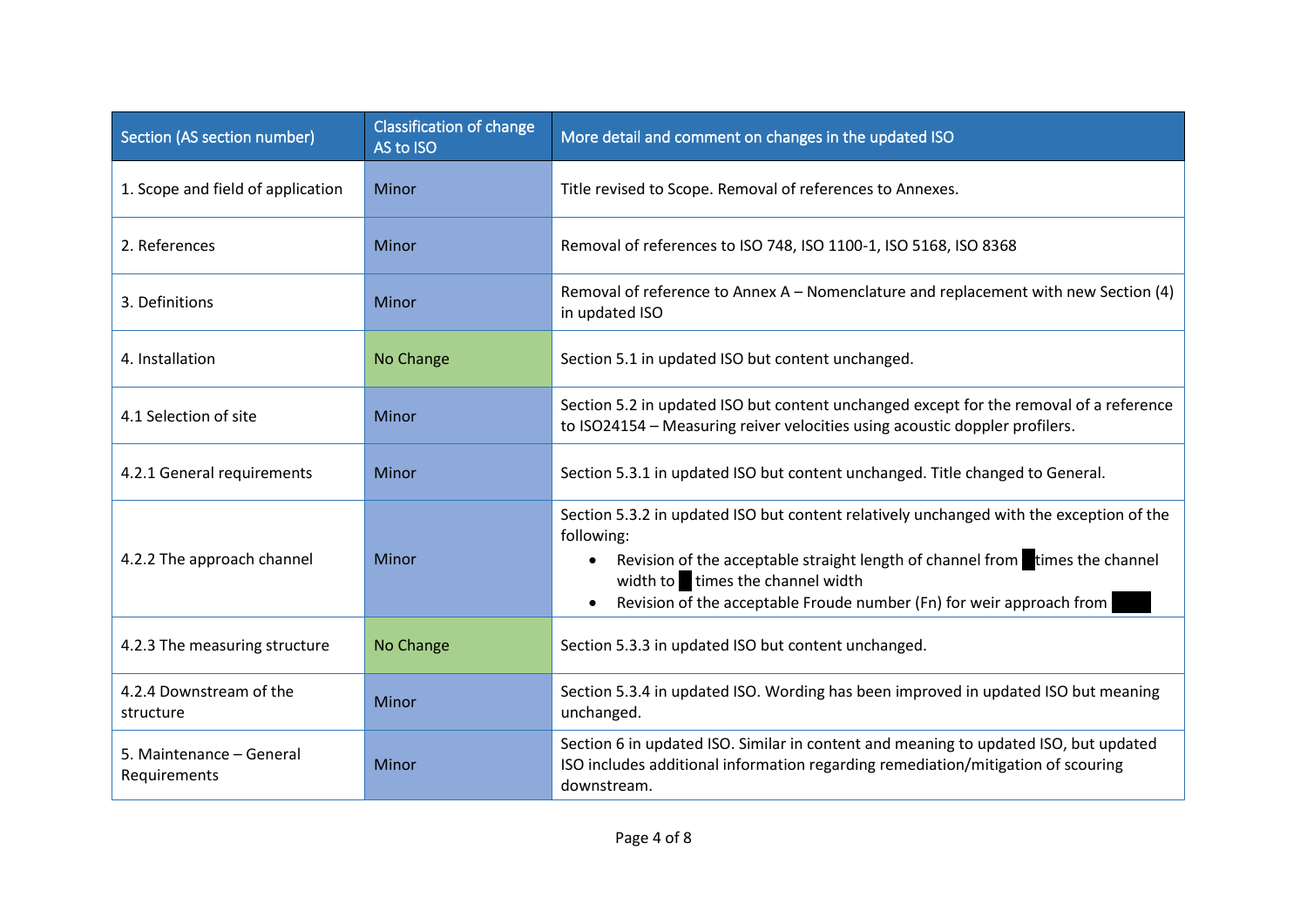| Section (AS section number) | Classification of change AS to ISO | More detail and comment on changes in the updated ISO |
|---|---|---|
| 1. Scope and field of application | Minor | Title revised to Scope. Removal of references to Annexes. |
| 2. References | Minor | Removal of references to ISO 748, ISO 1100-1, ISO 5168, ISO 8368 |
| 3. Definitions | Minor | Removal of reference to Annex A – Nomenclature and replacement with new Section (4) in updated ISO |
| 4. Installation | No Change | Section 5.1 in updated ISO but content unchanged. |
| 4.1 Selection of site | Minor | Section 5.2 in updated ISO but content unchanged except for the removal of a reference to ISO24154 – Measuring reiver velocities using acoustic doppler profilers. |
| 4.2.1 General requirements | Minor | Section 5.3.1 in updated ISO but content unchanged. Title changed to General. |
| 4.2.2 The approach channel | Minor | Section 5.3.2 in updated ISO but content relatively unchanged with the exception of the following: <br>• Revision of the acceptable straight length of channel from times the channel width to times the channel width <br>• Revision of the acceptable Froude number (Fn) for weir approach from |
| 4.2.3 The measuring structure | No Change | Section 5.3.3 in updated ISO but content unchanged. |
| 4.2.4 Downstream of the structure | Minor | Section 5.3.4 in updated ISO. Wording has been improved in updated ISO but meaning unchanged. |
| 5. Maintenance – General Requirements | Minor | Section 6 in updated ISO. Similar in content and meaning to updated ISO, but updated ISO includes additional information regarding remediation/mitigation of scouring downstream. |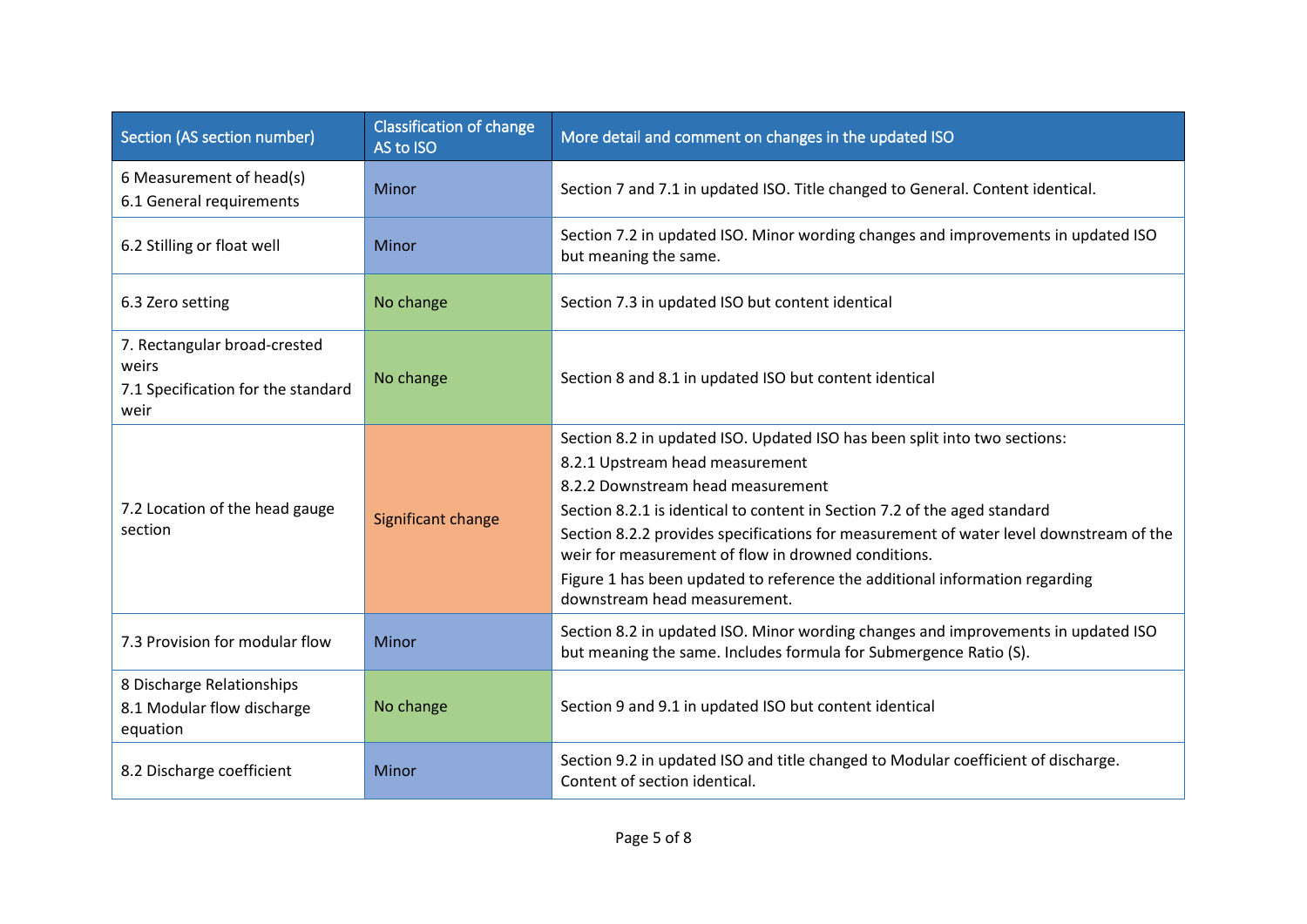| Section (AS section number) | Classification of change AS to ISO | More detail and comment on changes in the updated ISO |
|---|---|---|
| 6 Measurement of head(s)<br>6.1 General requirements | Minor | Section 7 and 7.1 in updated ISO. Title changed to General. Content identical. |
| 6.2 Stilling or float well | Minor | Section 7.2 in updated ISO. Minor wording changes and improvements in updated ISO but meaning the same. |
| 6.3 Zero setting | No change | Section 7.3 in updated ISO but content identical |
| 7. Rectangular broad-crested weirs<br>7.1 Specification for the standard weir | No change | Section 8 and 8.1 in updated ISO but content identical |
| 7.2 Location of the head gauge section | Significant change | Section 8.2 in updated ISO. Updated ISO has been split into two sections:<br>8.2.1 Upstream head measurement<br>8.2.2 Downstream head measurement<br>Section 8.2.1 is identical to content in Section 7.2 of the aged standard<br>Section 8.2.2 provides specifications for measurement of water level downstream of the weir for measurement of flow in drowned conditions.<br>Figure 1 has been updated to reference the additional information regarding downstream head measurement. |
| 7.3 Provision for modular flow | Minor | Section 8.2 in updated ISO. Minor wording changes and improvements in updated ISO but meaning the same. Includes formula for Submergence Ratio (S). |
| 8 Discharge Relationships<br>8.1 Modular flow discharge equation | No change | Section 9 and 9.1 in updated ISO but content identical |
| 8.2 Discharge coefficient | Minor | Section 9.2 in updated ISO and title changed to Modular coefficient of discharge. Content of section identical. |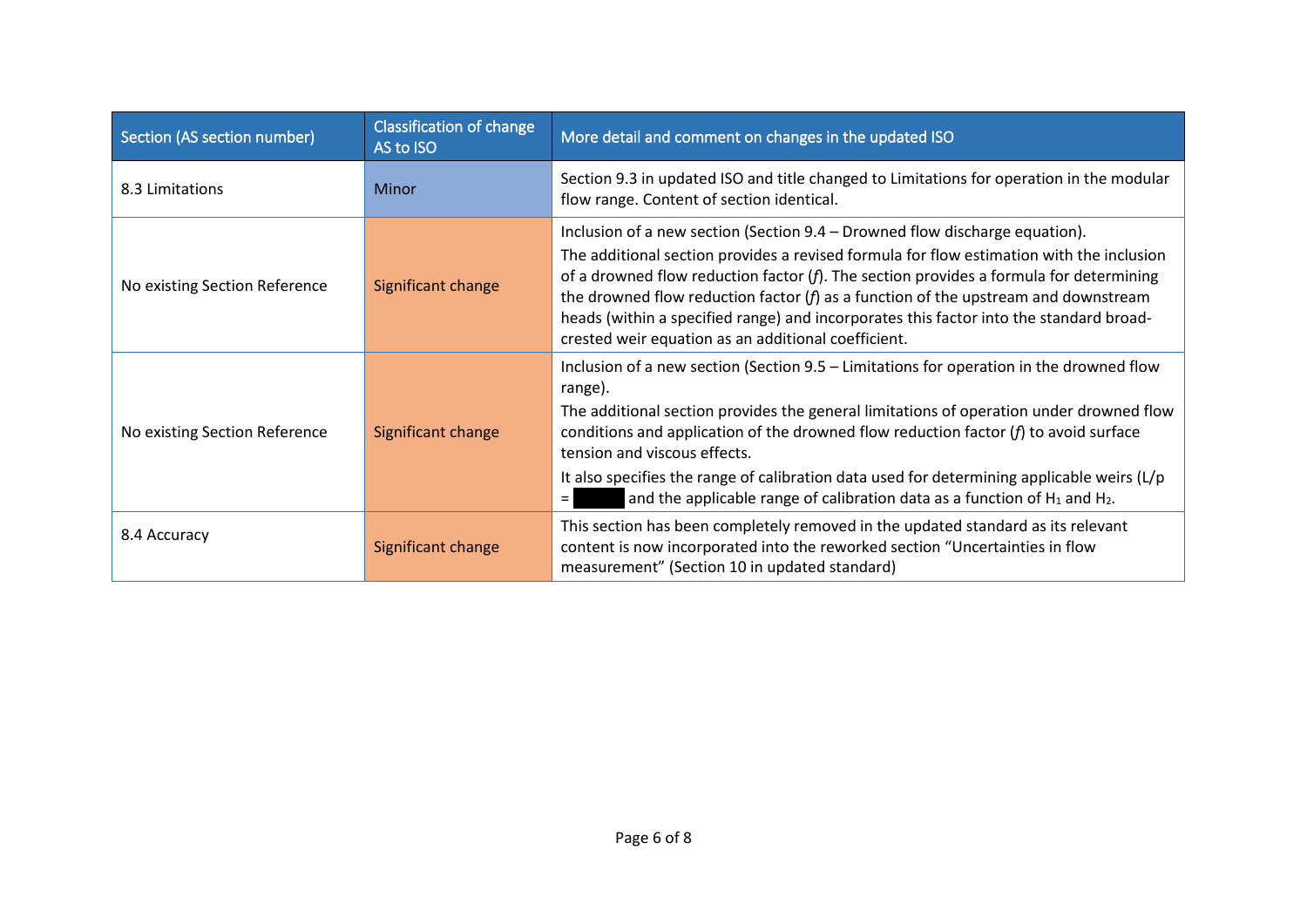| Section (AS section number) | Classification of change AS to ISO | More detail and comment on changes in the updated ISO |
|---|---|---|
| 8.3 Limitations | Minor | Section 9.3 in updated ISO and title changed to Limitations for operation in the modular flow range. Content of section identical. |
| No existing Section Reference | Significant change | Inclusion of a new section (Section 9.4 – Drowned flow discharge equation). The additional section provides a revised formula for flow estimation with the inclusion of a drowned flow reduction factor (*f*). The section provides a formula for determining the drowned flow reduction factor (*f*) as a function of the upstream and downstream heads (within a specified range) and incorporates this factor into the standard broad-crested weir equation as an additional coefficient. |
| No existing Section Reference | Significant change | Inclusion of a new section (Section 9.5 – Limitations for operation in the drowned flow range). The additional section provides the general limitations of operation under drowned flow conditions and application of the drowned flow reduction factor (*f*) to avoid surface tension and viscous effects. It also specifies the range of calibration data used for determining applicable weirs (L/p = ██████ and the applicable range of calibration data as a function of $H_1$ and $H_2$. |
| 8.4 Accuracy | Significant change | This section has been completely removed in the updated standard as its relevant content is now incorporated into the reworked section "Uncertainties in flow measurement" (Section 10 in updated standard) |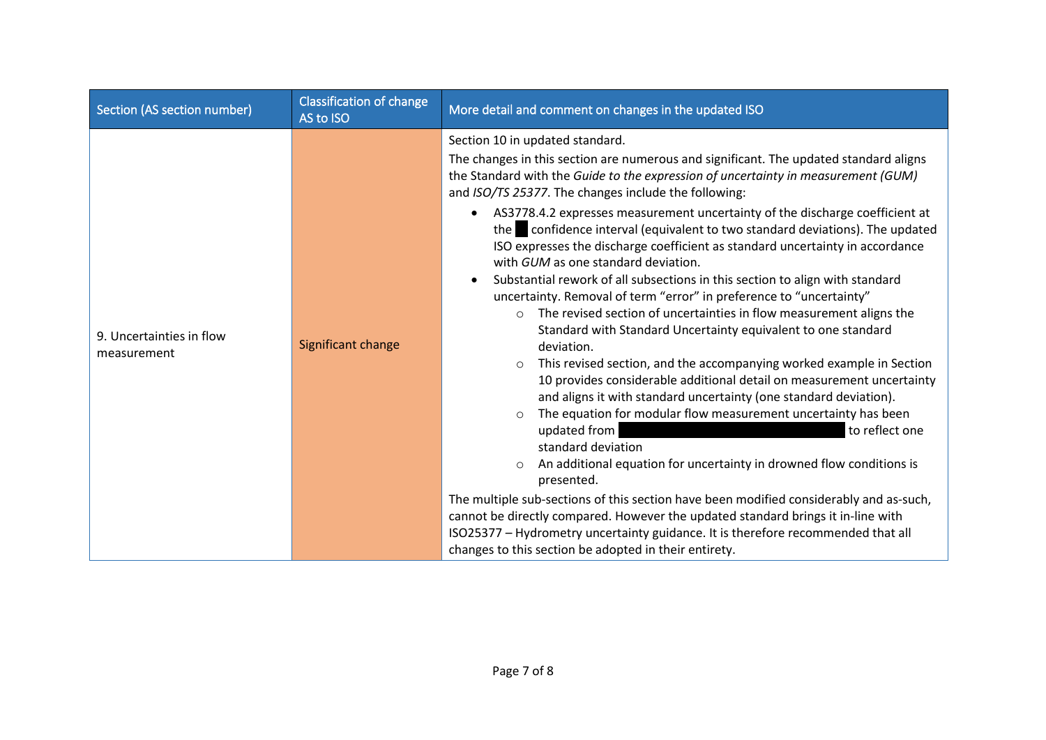| Section (AS section number) | Classification of change AS to ISO | More detail and comment on changes in the updated ISO |
|---|---|---|
| 9. Uncertainties in flow measurement | Significant change | Section 10 in updated standard.<br>The changes in this section are numerous and significant. The updated standard aligns the Standard with the *Guide to the expression of uncertainty in measurement (GUM)* and *ISO/TS 25377*. The changes include the following:<br>• AS3778.4.2 expresses measurement uncertainty of the discharge coefficient at the █ confidence interval (equivalent to two standard deviations). The updated ISO expresses the discharge coefficient as standard uncertainty in accordance with *GUM* as one standard deviation.<br>• Substantial rework of all subsections in this section to align with standard uncertainty. Removal of term "error" in preference to "uncertainty"<br>&nbsp;&nbsp;&nbsp;&nbsp;○ The revised section of uncertainties in flow measurement aligns the Standard with Standard Uncertainty equivalent to one standard deviation.<br>&nbsp;&nbsp;&nbsp;&nbsp;○ This revised section, and the accompanying worked example in Section 10 provides considerable additional detail on measurement uncertainty and aligns it with standard uncertainty (one standard deviation).<br>&nbsp;&nbsp;&nbsp;&nbsp;○ The equation for modular flow measurement uncertainty has been updated from ████████████ to reflect one standard deviation<br>&nbsp;&nbsp;&nbsp;&nbsp;○ An additional equation for uncertainty in drowned flow conditions is presented.<br>The multiple sub-sections of this section have been modified considerably and as-such, cannot be directly compared. However the updated standard brings it in-line with ISO25377 – Hydrometry uncertainty guidance. It is therefore recommended that all changes to this section be adopted in their entirety. |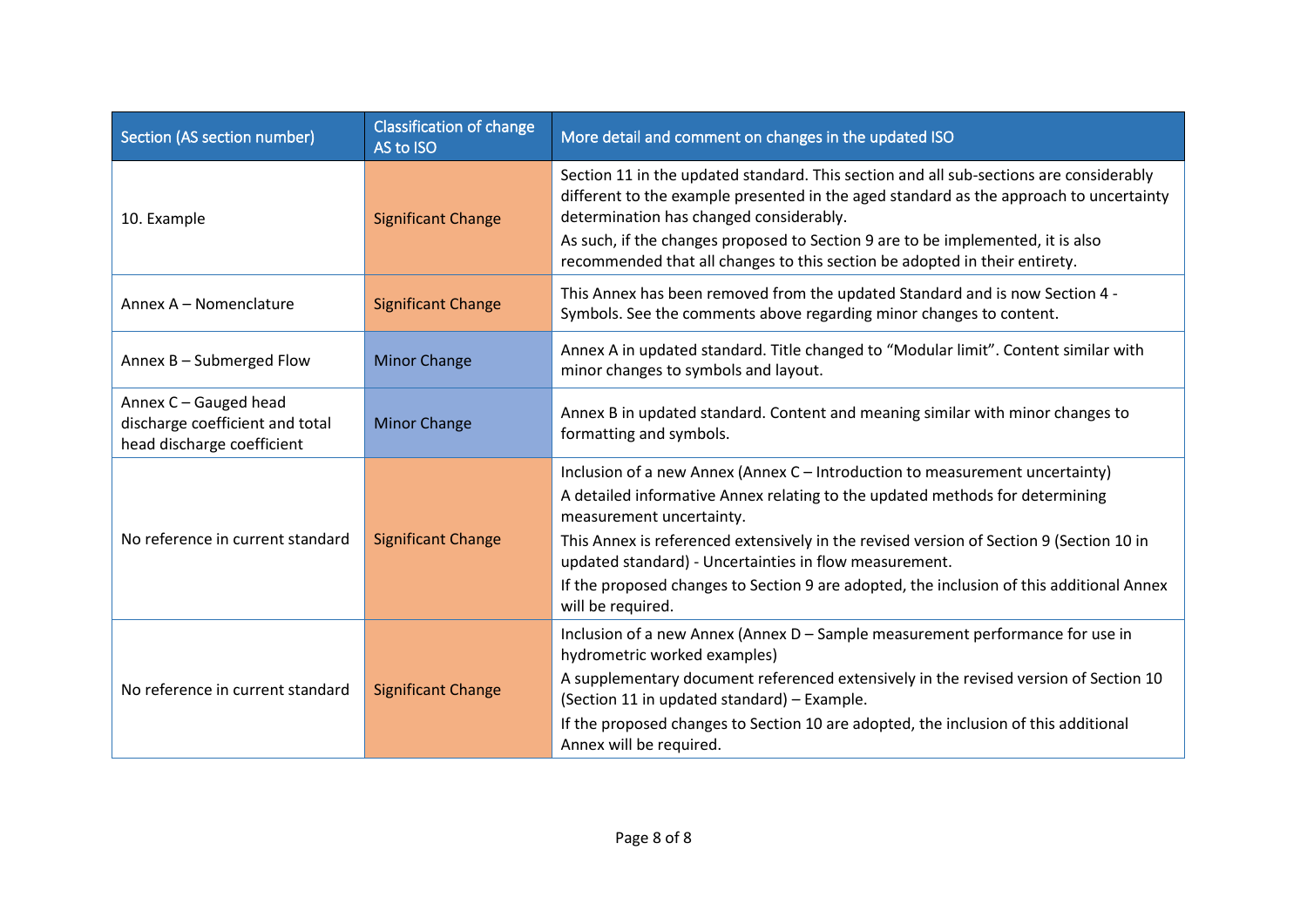| Section (AS section number) | Classification of change AS to ISO | More detail and comment on changes in the updated ISO |
|---|---|---|
| 10. Example | Significant Change | Section 11 in the updated standard. This section and all sub-sections are considerably different to the example presented in the aged standard as the approach to uncertainty determination has changed considerably.<br>As such, if the changes proposed to Section 9 are to be implemented, it is also recommended that all changes to this section be adopted in their entirety. |
| Annex A – Nomenclature | Significant Change | This Annex has been removed from the updated Standard and is now Section 4 - Symbols. See the comments above regarding minor changes to content. |
| Annex B – Submerged Flow | Minor Change | Annex A in updated standard. Title changed to "Modular limit". Content similar with minor changes to symbols and layout. |
| Annex C – Gauged head discharge coefficient and total head discharge coefficient | Minor Change | Annex B in updated standard. Content and meaning similar with minor changes to formatting and symbols. |
| No reference in current standard | Significant Change | Inclusion of a new Annex (Annex C – Introduction to measurement uncertainty)<br>A detailed informative Annex relating to the updated methods for determining measurement uncertainty.<br>This Annex is referenced extensively in the revised version of Section 9 (Section 10 in updated standard) - Uncertainties in flow measurement.<br>If the proposed changes to Section 9 are adopted, the inclusion of this additional Annex will be required. |
| No reference in current standard | Significant Change | Inclusion of a new Annex (Annex D – Sample measurement performance for use in hydrometric worked examples)<br>A supplementary document referenced extensively in the revised version of Section 10 (Section 11 in updated standard) – Example.<br>If the proposed changes to Section 10 are adopted, the inclusion of this additional Annex will be required. |